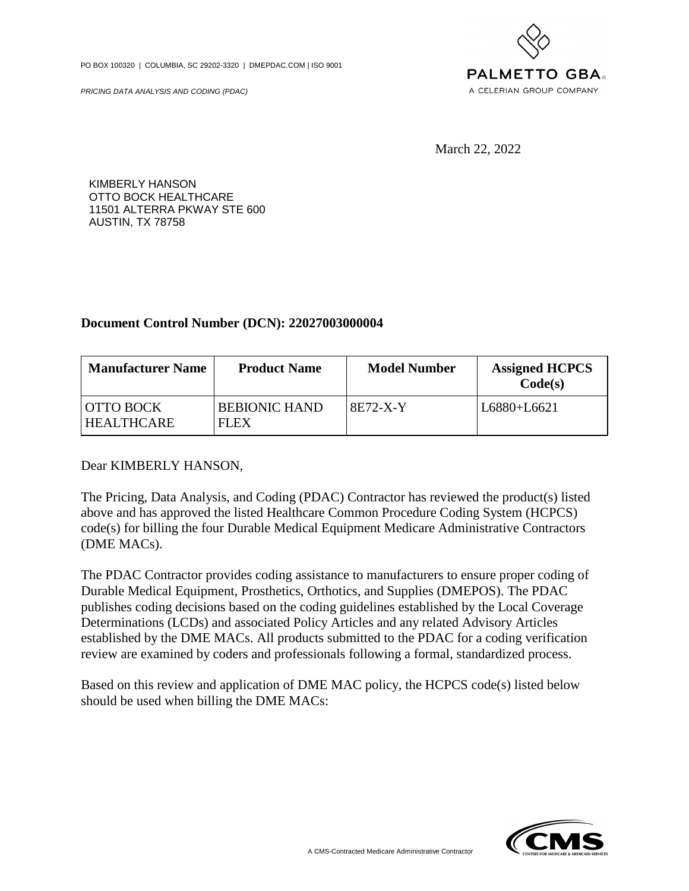PO BOX 100320 | COLUMBIA, SC 29202-3320 | DMEPDAC.COM | ISO 9001

*PRICING DATA ANALYSIS AND CODING (PDAC)*

PALMETTO GBA
A CELERIAN GROUP COMPANY

March 22, 2022

KIMBERLY HANSON
OTTO BOCK HEALTHCARE
11501 ALTERRA PKWAY STE 600
AUSTIN, TX 78758

**Document Control Number (DCN): 22027003000004**

| Manufacturer Name | Product Name | Model Number | Assigned HCPCS Code(s) |
| --- | --- | --- | --- |
| OTTO BOCK HEALTHCARE | BEBIONIC HAND FLEX | 8E72-X-Y | L6880+L6621 |

Dear KIMBERLY HANSON,

The Pricing, Data Analysis, and Coding (PDAC) Contractor has reviewed the product(s) listed above and has approved the listed Healthcare Common Procedure Coding System (HCPCS) code(s) for billing the four Durable Medical Equipment Medicare Administrative Contractors (DME MACs).

The PDAC Contractor provides coding assistance to manufacturers to ensure proper coding of Durable Medical Equipment, Prosthetics, Orthotics, and Supplies (DMEPOS). The PDAC publishes coding decisions based on the coding guidelines established by the Local Coverage Determinations (LCDs) and associated Policy Articles and any related Advisory Articles established by the DME MACs. All products submitted to the PDAC for a coding verification review are examined by coders and professionals following a formal, standardized process.

Based on this review and application of DME MAC policy, the HCPCS code(s) listed below should be used when billing the DME MACs:

A CMS-Contracted Medicare Administrative Contractor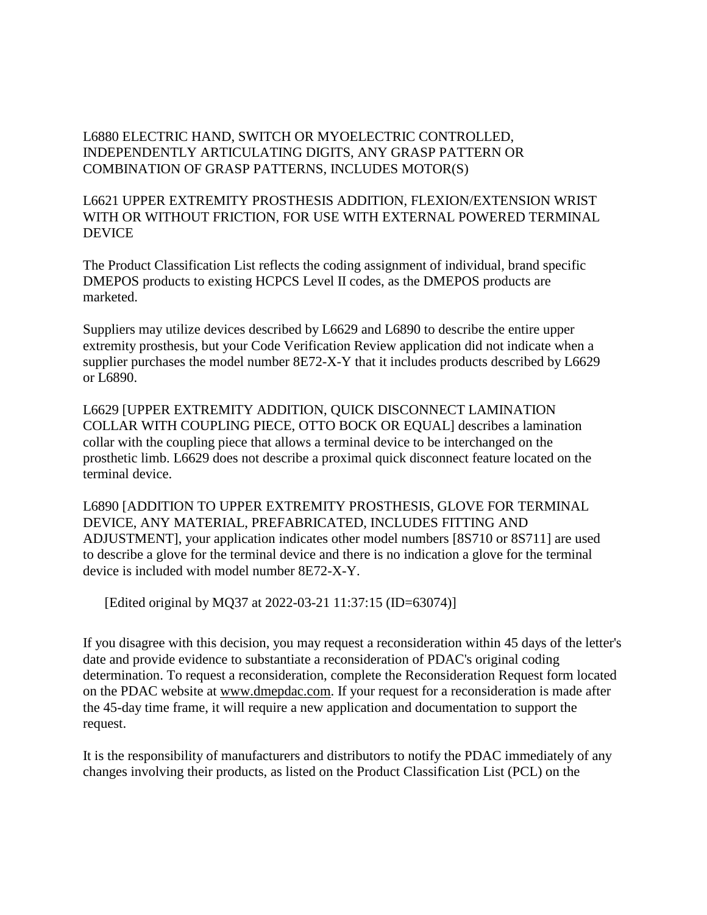L6880 ELECTRIC HAND, SWITCH OR MYOELECTRIC CONTROLLED, INDEPENDENTLY ARTICULATING DIGITS, ANY GRASP PATTERN OR COMBINATION OF GRASP PATTERNS, INCLUDES MOTOR(S)

L6621 UPPER EXTREMITY PROSTHESIS ADDITION, FLEXION/EXTENSION WRIST WITH OR WITHOUT FRICTION, FOR USE WITH EXTERNAL POWERED TERMINAL DEVICE

The Product Classification List reflects the coding assignment of individual, brand specific DMEPOS products to existing HCPCS Level II codes, as the DMEPOS products are marketed.

Suppliers may utilize devices described by L6629 and L6890 to describe the entire upper extremity prosthesis, but your Code Verification Review application did not indicate when a supplier purchases the model number 8E72-X-Y that it includes products described by L6629 or L6890.

L6629 [UPPER EXTREMITY ADDITION, QUICK DISCONNECT LAMINATION COLLAR WITH COUPLING PIECE, OTTO BOCK OR EQUAL] describes a lamination collar with the coupling piece that allows a terminal device to be interchanged on the prosthetic limb. L6629 does not describe a proximal quick disconnect feature located on the terminal device.

L6890 [ADDITION TO UPPER EXTREMITY PROSTHESIS, GLOVE FOR TERMINAL DEVICE, ANY MATERIAL, PREFABRICATED, INCLUDES FITTING AND ADJUSTMENT], your application indicates other model numbers [8S710 or 8S711] are used to describe a glove for the terminal device and there is no indication a glove for the terminal device is included with model number 8E72-X-Y.

[Edited original by MQ37 at 2022-03-21 11:37:15 (ID=63074)]

If you disagree with this decision, you may request a reconsideration within 45 days of the letter's date and provide evidence to substantiate a reconsideration of PDAC's original coding determination. To request a reconsideration, complete the Reconsideration Request form located on the PDAC website at www.dmepdac.com. If your request for a reconsideration is made after the 45-day time frame, it will require a new application and documentation to support the request.

It is the responsibility of manufacturers and distributors to notify the PDAC immediately of any changes involving their products, as listed on the Product Classification List (PCL) on the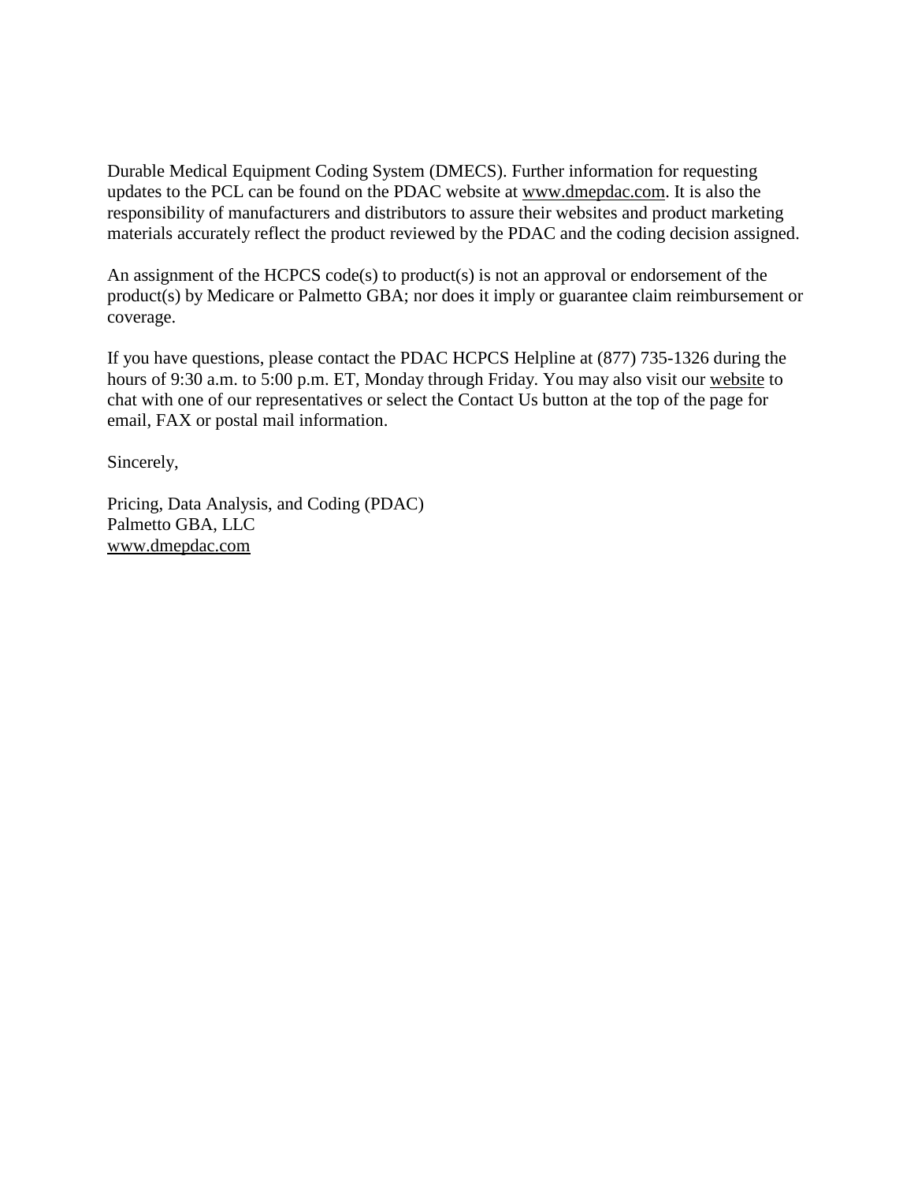Durable Medical Equipment Coding System (DMECS). Further information for requesting updates to the PCL can be found on the PDAC website at www.dmepdac.com. It is also the responsibility of manufacturers and distributors to assure their websites and product marketing materials accurately reflect the product reviewed by the PDAC and the coding decision assigned.

An assignment of the HCPCS code(s) to product(s) is not an approval or endorsement of the product(s) by Medicare or Palmetto GBA; nor does it imply or guarantee claim reimbursement or coverage.

If you have questions, please contact the PDAC HCPCS Helpline at (877) 735-1326 during the hours of 9:30 a.m. to 5:00 p.m. ET, Monday through Friday. You may also visit our website to chat with one of our representatives or select the Contact Us button at the top of the page for email, FAX or postal mail information.

Sincerely,

Pricing, Data Analysis, and Coding (PDAC)
Palmetto GBA, LLC
www.dmepdac.com